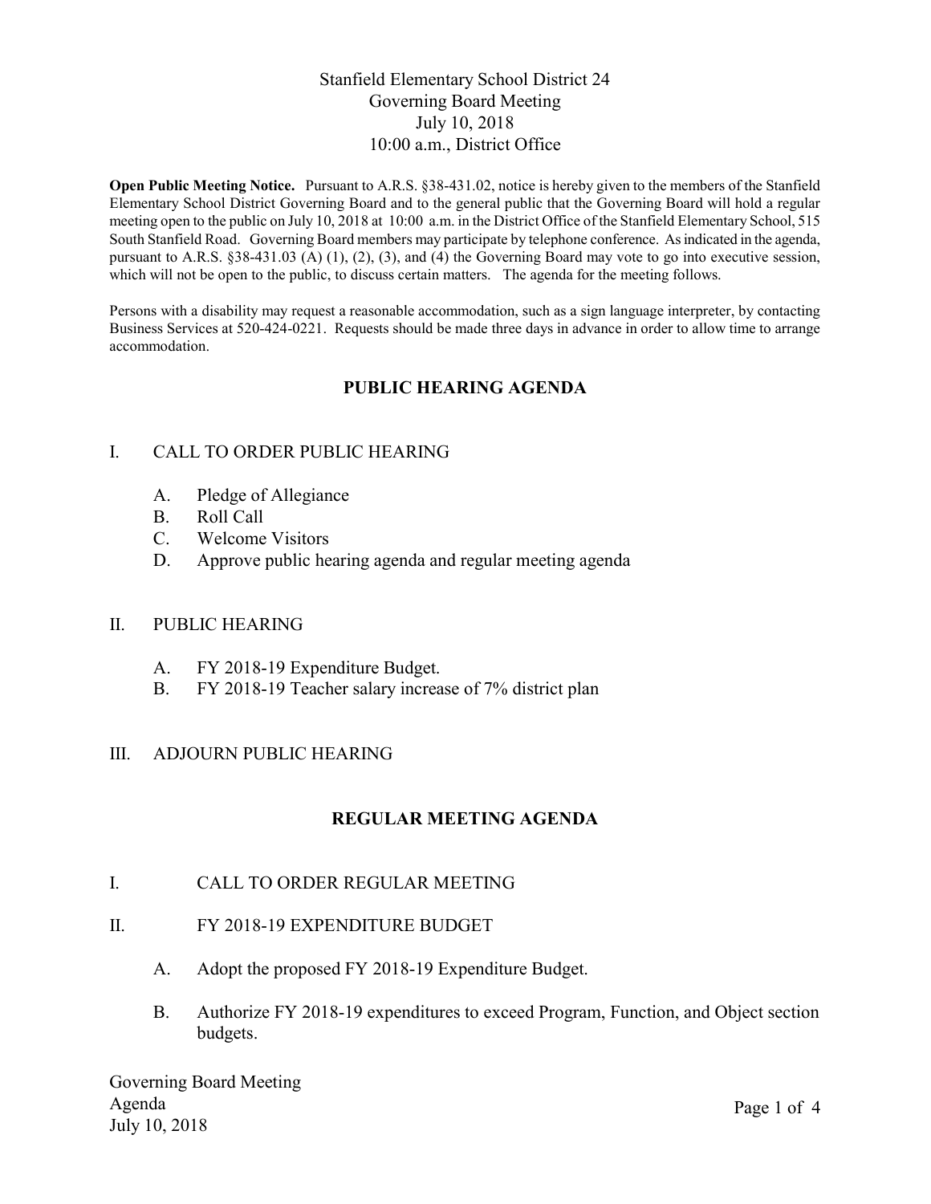Stanfield Elementary School District 24
Governing Board Meeting
July 10, 2018
10:00 a.m., District Office

**Open Public Meeting Notice.** Pursuant to A.R.S. §38-431.02, notice is hereby given to the members of the Stanfield Elementary School District Governing Board and to the general public that the Governing Board will hold a regular meeting open to the public on July 10, 2018 at 10:00 a.m. in the District Office of the Stanfield Elementary School, 515 South Stanfield Road. Governing Board members may participate by telephone conference. As indicated in the agenda, pursuant to A.R.S. §38-431.03 (A) (1), (2), (3), and (4) the Governing Board may vote to go into executive session, which will not be open to the public, to discuss certain matters. The agenda for the meeting follows.

Persons with a disability may request a reasonable accommodation, such as a sign language interpreter, by contacting Business Services at 520-424-0221. Requests should be made three days in advance in order to allow time to arrange accommodation.

## PUBLIC HEARING AGENDA

I. CALL TO ORDER PUBLIC HEARING

A. Pledge of Allegiance
B. Roll Call
C. Welcome Visitors
D. Approve public hearing agenda and regular meeting agenda

II. PUBLIC HEARING

A. FY 2018-19 Expenditure Budget.
B. FY 2018-19 Teacher salary increase of 7% district plan

III. ADJOURN PUBLIC HEARING

## REGULAR MEETING AGENDA

I. CALL TO ORDER REGULAR MEETING

II. FY 2018-19 EXPENDITURE BUDGET

A. Adopt the proposed FY 2018-19 Expenditure Budget.

B. Authorize FY 2018-19 expenditures to exceed Program, Function, and Object section budgets.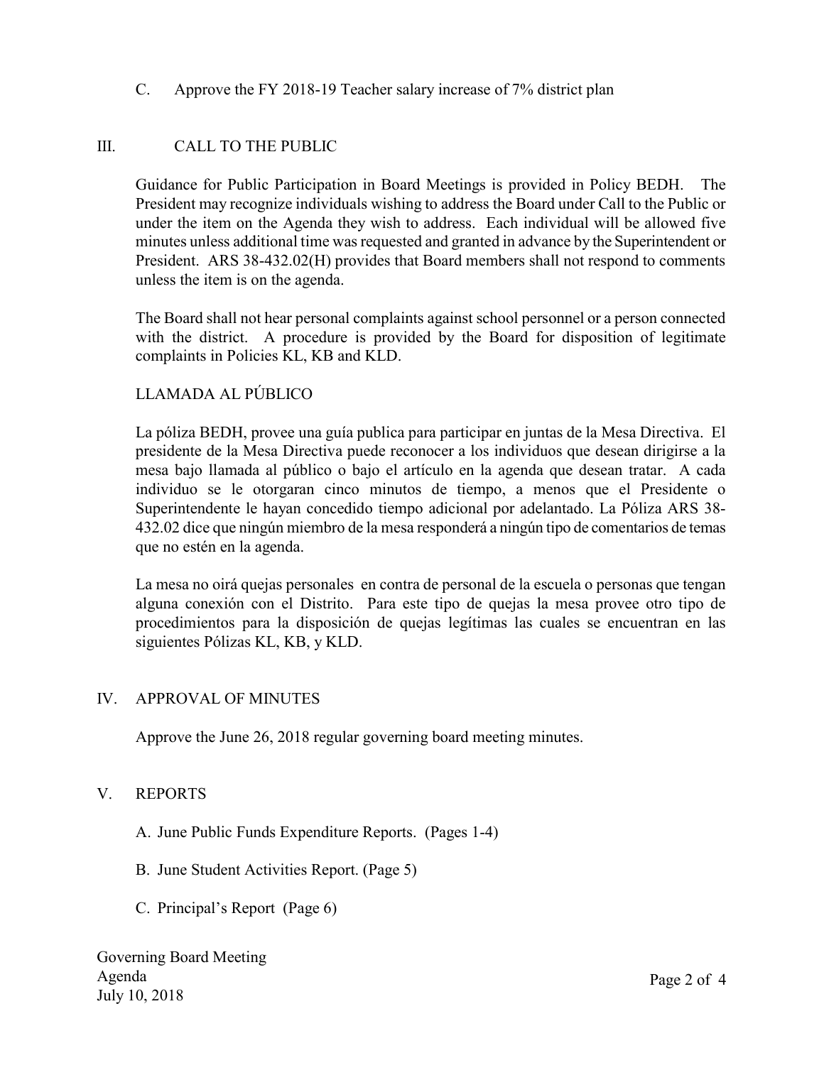C. Approve the FY 2018-19 Teacher salary increase of 7% district plan

## III. CALL TO THE PUBLIC

Guidance for Public Participation in Board Meetings is provided in Policy BEDH. The President may recognize individuals wishing to address the Board under Call to the Public or under the item on the Agenda they wish to address. Each individual will be allowed five minutes unless additional time was requested and granted in advance by the Superintendent or President. ARS 38-432.02(H) provides that Board members shall not respond to comments unless the item is on the agenda.

The Board shall not hear personal complaints against school personnel or a person connected with the district. A procedure is provided by the Board for disposition of legitimate complaints in Policies KL, KB and KLD.

### LLAMADA AL PÚBLICO

La póliza BEDH, provee una guía publica para participar en juntas de la Mesa Directiva. El presidente de la Mesa Directiva puede reconocer a los individuos que desean dirigirse a la mesa bajo llamada al público o bajo el artículo en la agenda que desean tratar. A cada individuo se le otorgaran cinco minutos de tiempo, a menos que el Presidente o Superintendente le hayan concedido tiempo adicional por adelantado. La Póliza ARS 38-432.02 dice que ningún miembro de la mesa responderá a ningún tipo de comentarios de temas que no estén en la agenda.

La mesa no oirá quejas personales en contra de personal de la escuela o personas que tengan alguna conexión con el Distrito. Para este tipo de quejas la mesa provee otro tipo de procedimientos para la disposición de quejas legítimas las cuales se encuentran en las siguientes Pólizas KL, KB, y KLD.

## IV. APPROVAL OF MINUTES

Approve the June 26, 2018 regular governing board meeting minutes.

## V. REPORTS

A. June Public Funds Expenditure Reports. (Pages 1-4)

B. June Student Activities Report. (Page 5)

C. Principal's Report (Page 6)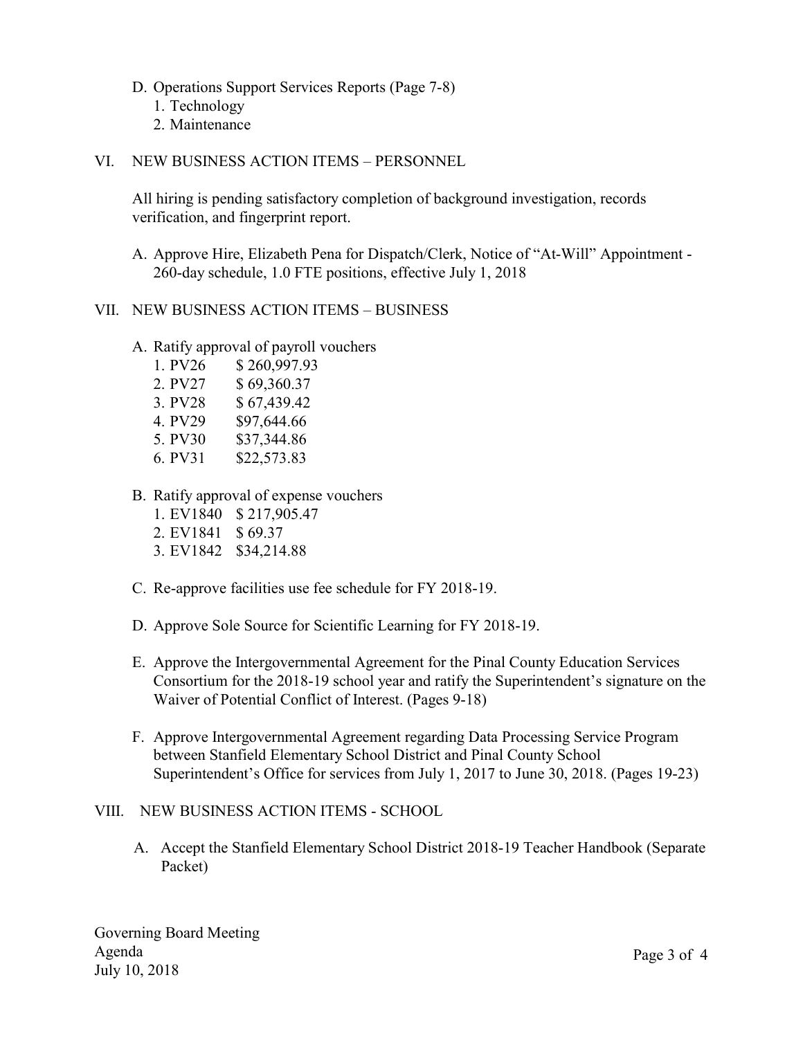D. Operations Support Services Reports (Page 7-8)
   1. Technology
   2. Maintenance

VI. NEW BUSINESS ACTION ITEMS – PERSONNEL

All hiring is pending satisfactory completion of background investigation, records verification, and fingerprint report.

A. Approve Hire, Elizabeth Pena for Dispatch/Clerk, Notice of "At-Will" Appointment - 260-day schedule, 1.0 FTE positions, effective July 1, 2018

VII. NEW BUSINESS ACTION ITEMS – BUSINESS

A. Ratify approval of payroll vouchers
   1. PV26 $ 260,997.93
   2. PV27 $ 69,360.37
   3. PV28 $ 67,439.42
   4. PV29 $97,644.66
   5. PV30 $37,344.86
   6. PV31 $22,573.83

B. Ratify approval of expense vouchers
   1. EV1840 $ 217,905.47
   2. EV1841 $ 69.37
   3. EV1842 $34,214.88

C. Re-approve facilities use fee schedule for FY 2018-19.

D. Approve Sole Source for Scientific Learning for FY 2018-19.

E. Approve the Intergovernmental Agreement for the Pinal County Education Services Consortium for the 2018-19 school year and ratify the Superintendent's signature on the Waiver of Potential Conflict of Interest. (Pages 9-18)

F. Approve Intergovernmental Agreement regarding Data Processing Service Program between Stanfield Elementary School District and Pinal County School Superintendent's Office for services from July 1, 2017 to June 30, 2018. (Pages 19-23)

VIII. NEW BUSINESS ACTION ITEMS - SCHOOL

A. Accept the Stanfield Elementary School District 2018-19 Teacher Handbook (Separate Packet)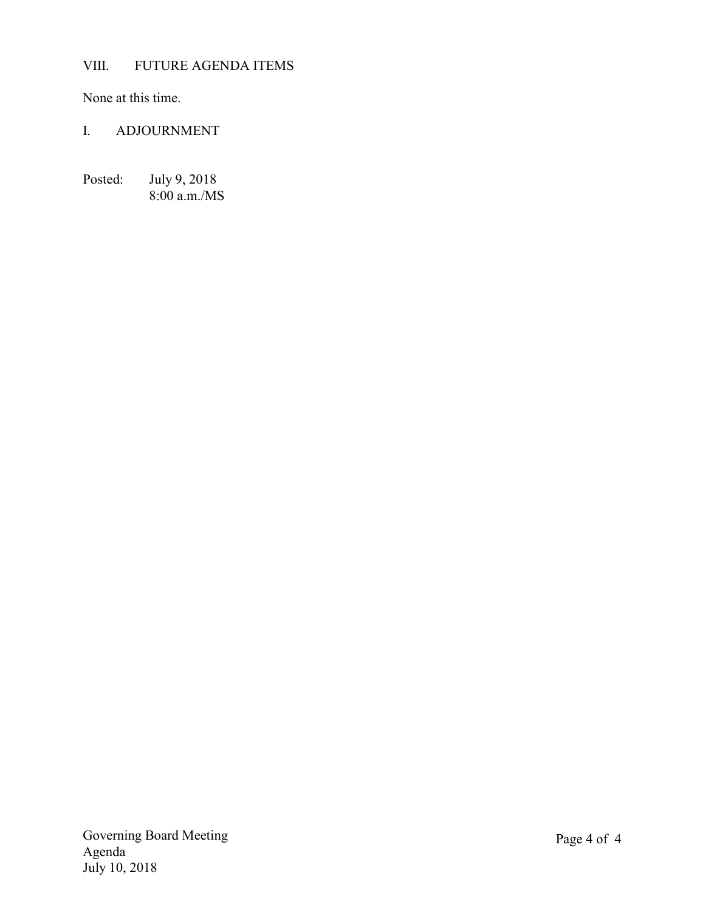## VIII. FUTURE AGENDA ITEMS

None at this time.

## I. ADJOURNMENT

Posted: July 9, 2018
8:00 a.m./MS